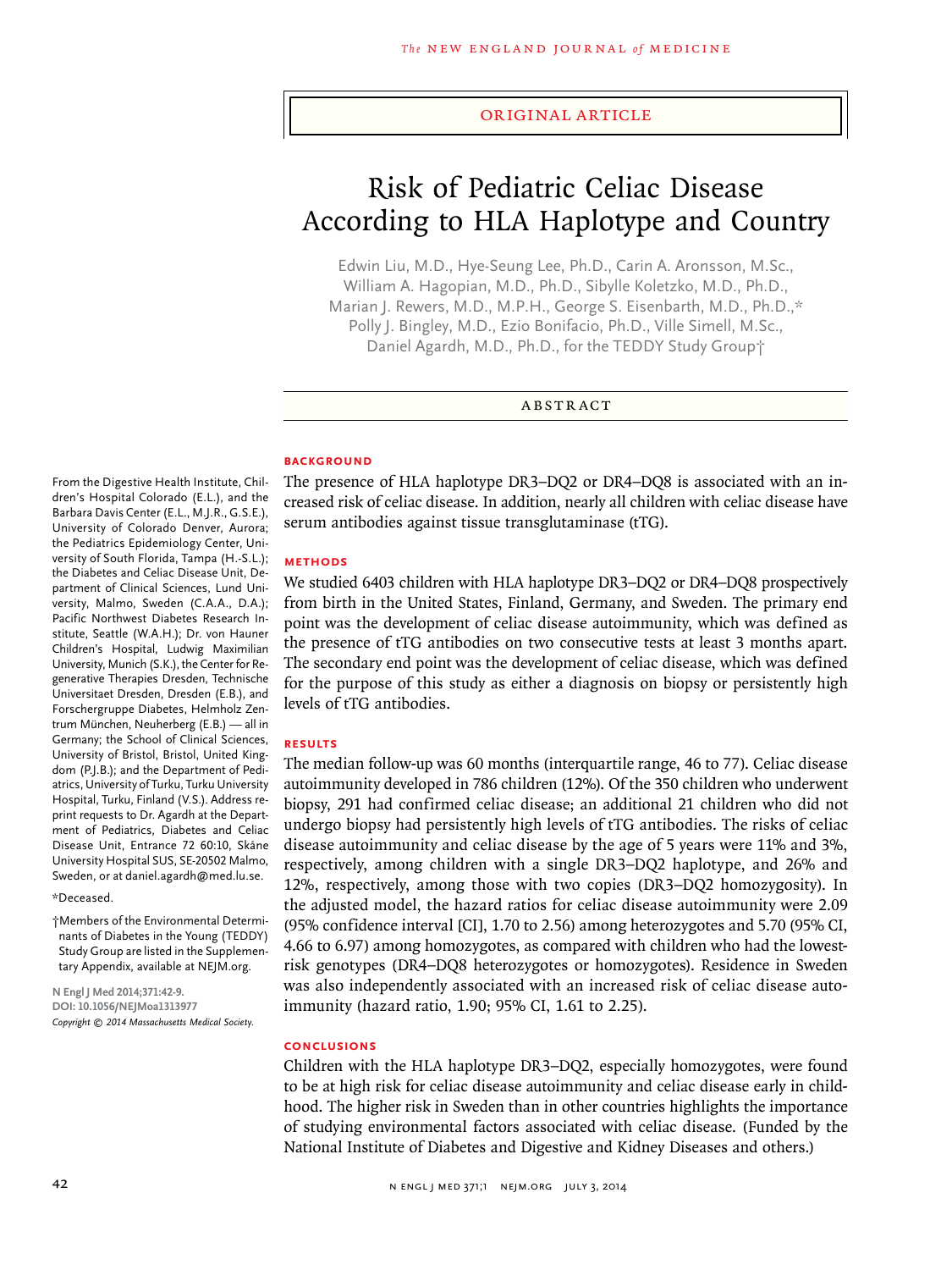Original Article

# Risk of Pediatric Celiac Disease According to HLA Haplotype and Country

Edwin Liu, M.D., Hye-Seung Lee, Ph.D., Carin A. Aronsson, M.Sc., William A. Hagopian, M.D., Ph.D., Sibylle Koletzko, M.D., Ph.D., Marian J. Rewers, M.D., M.P.H., George S. Eisenbarth, M.D., Ph.D.,* Polly J. Bingley, M.D., Ezio Bonifacio, Ph.D., Ville Simell, M.Sc., Daniel Agardh, M.D., Ph.D., for the TEDDY Study Group†

## Abstract

### Background

The presence of HLA haplotype DR3–DQ2 or DR4–DQ8 is associated with an increased risk of celiac disease. In addition, nearly all children with celiac disease have serum antibodies against tissue transglutaminase (tTG).

### Methods

We studied 6403 children with HLA haplotype DR3–DQ2 or DR4–DQ8 prospectively from birth in the United States, Finland, Germany, and Sweden. The primary end point was the development of celiac disease autoimmunity, which was defined as the presence of tTG antibodies on two consecutive tests at least 3 months apart. The secondary end point was the development of celiac disease, which was defined for the purpose of this study as either a diagnosis on biopsy or persistently high levels of tTG antibodies.

### Results

The median follow-up was 60 months (interquartile range, 46 to 77). Celiac disease autoimmunity developed in 786 children (12%). Of the 350 children who underwent biopsy, 291 had confirmed celiac disease; an additional 21 children who did not undergo biopsy had persistently high levels of tTG antibodies. The risks of celiac disease autoimmunity and celiac disease by the age of 5 years were 11% and 3%, respectively, among children with a single DR3–DQ2 haplotype, and 26% and 12%, respectively, among those with two copies (DR3–DQ2 homozygosity). In the adjusted model, the hazard ratios for celiac disease autoimmunity were 2.09 (95% confidence interval [CI], 1.70 to 2.56) among heterozygotes and 5.70 (95% CI, 4.66 to 6.97) among homozygotes, as compared with children who had the lowest-risk genotypes (DR4–DQ8 heterozygotes or homozygotes). Residence in Sweden was also independently associated with an increased risk of celiac disease autoimmunity (hazard ratio, 1.90; 95% CI, 1.61 to 2.25).

### Conclusions

Children with the HLA haplotype DR3–DQ2, especially homozygotes, were found to be at high risk for celiac disease autoimmunity and celiac disease early in childhood. The higher risk in Sweden than in other countries highlights the importance of studying environmental factors associated with celiac disease. (Funded by the National Institute of Diabetes and Digestive and Kidney Diseases and others.)

---

From the Digestive Health Institute, Children's Hospital Colorado (E.L.), and the Barbara Davis Center (E.L., M.J.R., G.S.E.), University of Colorado Denver, Aurora; the Pediatrics Epidemiology Center, University of South Florida, Tampa (H.-S.L.); the Diabetes and Celiac Disease Unit, Department of Clinical Sciences, Lund University, Malmo, Sweden (C.A.A., D.A.); Pacific Northwest Diabetes Research Institute, Seattle (W.A.H.); Dr. von Hauner Children's Hospital, Ludwig Maximilian University, Munich (S.K.), the Center for Regenerative Therapies Dresden, Technische Universitaet Dresden, Dresden (E.B.), and Forschergruppe Diabetes, Helmholz Zentrum München, Neuherberg (E.B.) — all in Germany; the School of Clinical Sciences, University of Bristol, Bristol, United Kingdom (P.J.B.); and the Department of Pediatrics, University of Turku, Turku University Hospital, Turku, Finland (V.S.). Address reprint requests to Dr. Agardh at the Department of Pediatrics, Diabetes and Celiac Disease Unit, Entrance 72 60:10, Skåne University Hospital SUS, SE-20502 Malmo, Sweden, or at daniel.agardh@med.lu.se.

*Deceased.

†Members of the Environmental Determinants of Diabetes in the Young (TEDDY) Study Group are listed in the Supplementary Appendix, available at NEJM.org.

N Engl J Med 2014;371:42-9.
DOI: 10.1056/NEJMoa1313977
*Copyright © 2014 Massachusetts Medical Society.*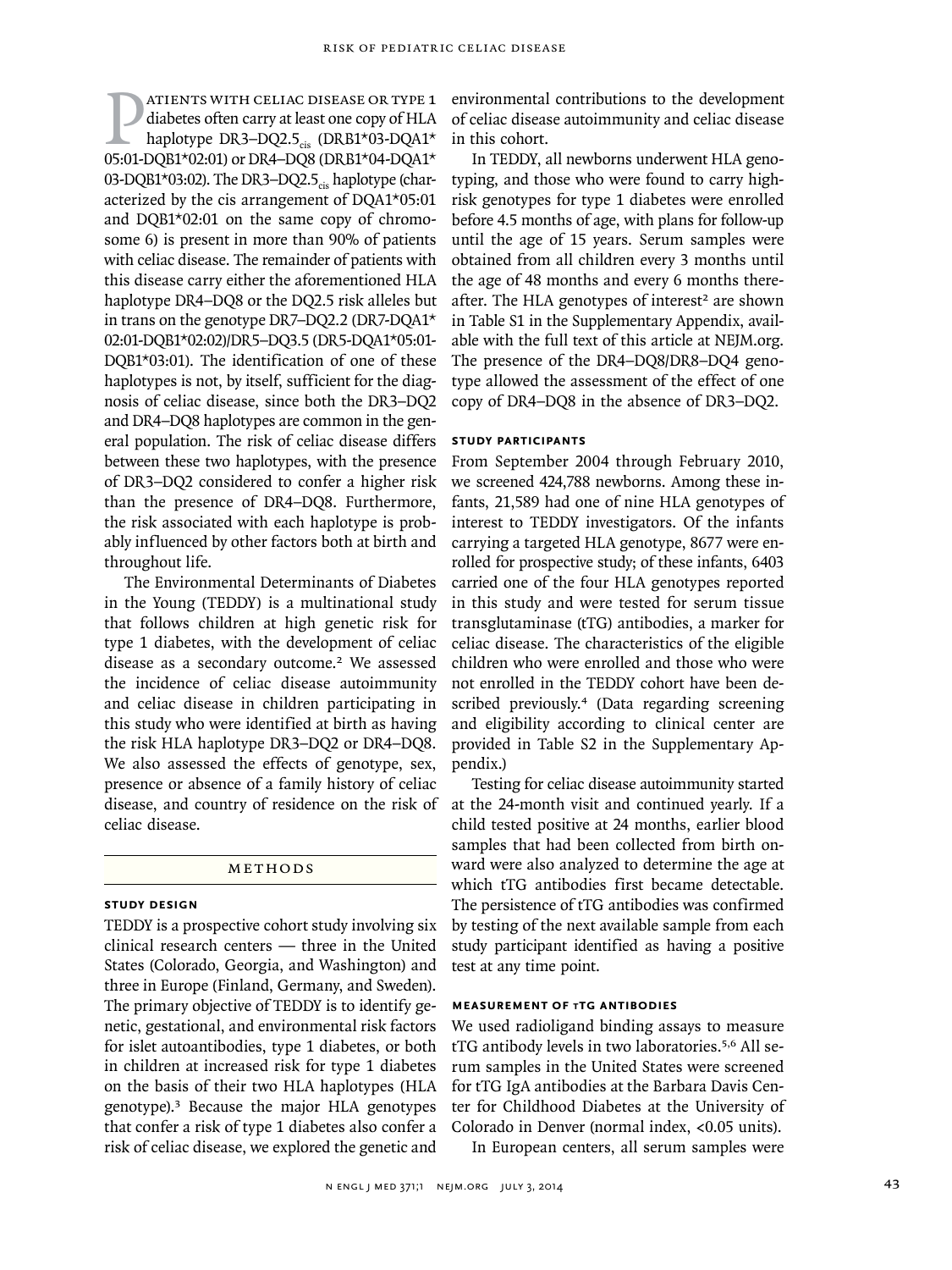Patients with celiac disease or type 1 diabetes often carry at least one copy of HLA haplotype DR3–DQ2.5$_{cis}$ (DRB1*03-DQA1*05:01-DQB1*02:01) or DR4–DQ8 (DRB1*04-DQA1*03-DQB1*03:02). The DR3–DQ2.5$_{cis}$ haplotype (characterized by the cis arrangement of DQA1*05:01 and DQB1*02:01 on the same copy of chromosome 6) is present in more than 90% of patients with celiac disease. The remainder of patients with this disease carry either the aforementioned HLA haplotype DR4–DQ8 or the DQ2.5 risk alleles but in trans on the genotype DR7–DQ2.2 (DR7-DQA1*02:01-DQB1*02:02)/DR5–DQ3.5 (DR5-DQA1*05:01-DQB1*03:01). The identification of one of these haplotypes is not, by itself, sufficient for the diagnosis of celiac disease, since both the DR3–DQ2 and DR4–DQ8 haplotypes are common in the general population. The risk of celiac disease differs between these two haplotypes, with the presence of DR3–DQ2 considered to confer a higher risk than the presence of DR4–DQ8. Furthermore, the risk associated with each haplotype is probably influenced by other factors both at birth and throughout life.

The Environmental Determinants of Diabetes in the Young (TEDDY) is a multinational study that follows children at high genetic risk for type 1 diabetes, with the development of celiac disease as a secondary outcome.[2] We assessed the incidence of celiac disease autoimmunity and celiac disease in children participating in this study who were identified at birth as having the risk HLA haplotype DR3–DQ2 or DR4–DQ8. We also assessed the effects of genotype, sex, presence or absence of a family history of celiac disease, and country of residence on the risk of celiac disease.

## Methods

### Study Design

TEDDY is a prospective cohort study involving six clinical research centers — three in the United States (Colorado, Georgia, and Washington) and three in Europe (Finland, Germany, and Sweden). The primary objective of TEDDY is to identify genetic, gestational, and environmental risk factors for islet autoantibodies, type 1 diabetes, or both in children at increased risk for type 1 diabetes on the basis of their two HLA haplotypes (HLA genotype).[3] Because the major HLA genotypes that confer a risk of type 1 diabetes also confer a risk of celiac disease, we explored the genetic and environmental contributions to the development of celiac disease autoimmunity and celiac disease in this cohort.

In TEDDY, all newborns underwent HLA genotyping, and those who were found to carry high-risk genotypes for type 1 diabetes were enrolled before 4.5 months of age, with plans for follow-up until the age of 15 years. Serum samples were obtained from all children every 3 months until the age of 48 months and every 6 months thereafter. The HLA genotypes of interest[2] are shown in Table S1 in the Supplementary Appendix, available with the full text of this article at NEJM.org. The presence of the DR4–DQ8/DR8–DQ4 genotype allowed the assessment of the effect of one copy of DR4–DQ8 in the absence of DR3–DQ2.

### Study Participants

From September 2004 through February 2010, we screened 424,788 newborns. Among these infants, 21,589 had one of nine HLA genotypes of interest to TEDDY investigators. Of the infants carrying a targeted HLA genotype, 8677 were enrolled for prospective study; of these infants, 6403 carried one of the four HLA genotypes reported in this study and were tested for serum tissue transglutaminase (tTG) antibodies, a marker for celiac disease. The characteristics of the eligible children who were enrolled and those who were not enrolled in the TEDDY cohort have been described previously.[4] (Data regarding screening and eligibility according to clinical center are provided in Table S2 in the Supplementary Appendix.)

Testing for celiac disease autoimmunity started at the 24-month visit and continued yearly. If a child tested positive at 24 months, earlier blood samples that had been collected from birth onward were also analyzed to determine the age at which tTG antibodies first became detectable. The persistence of tTG antibodies was confirmed by testing of the next available sample from each study participant identified as having a positive test at any time point.

### Measurement of tTG Antibodies

We used radioligand binding assays to measure tTG antibody levels in two laboratories.[5,6] All serum samples in the United States were screened for tTG IgA antibodies at the Barbara Davis Center for Childhood Diabetes at the University of Colorado in Denver (normal index, <0.05 units).

In European centers, all serum samples were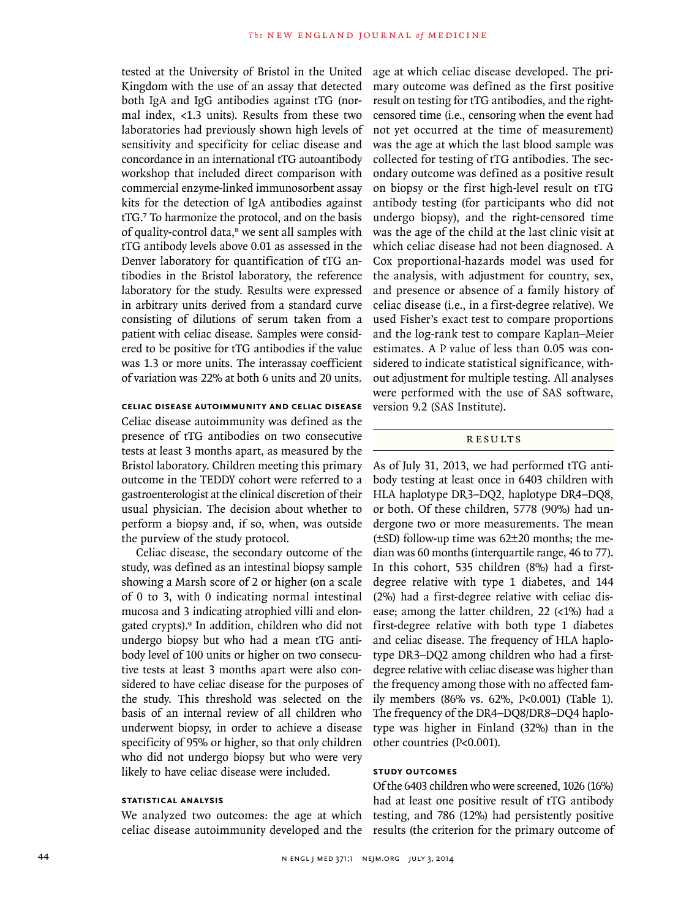tested at the University of Bristol in the United Kingdom with the use of an assay that detected both IgA and IgG antibodies against tTG (normal index, <1.3 units). Results from these two laboratories had previously shown high levels of sensitivity and specificity for celiac disease and concordance in an international tTG autoantibody workshop that included direct comparison with commercial enzyme-linked immunosorbent assay kits for the detection of IgA antibodies against tTG.[7] To harmonize the protocol, and on the basis of quality-control data,[8] we sent all samples with tTG antibody levels above 0.01 as assessed in the Denver laboratory for quantification of tTG antibodies in the Bristol laboratory, the reference laboratory for the study. Results were expressed in arbitrary units derived from a standard curve consisting of dilutions of serum taken from a patient with celiac disease. Samples were considered to be positive for tTG antibodies if the value was 1.3 or more units. The interassay coefficient of variation was 22% at both 6 units and 20 units.

### CELIAC DISEASE AUTOIMMUNITY AND CELIAC DISEASE

Celiac disease autoimmunity was defined as the presence of tTG antibodies on two consecutive tests at least 3 months apart, as measured by the Bristol laboratory. Children meeting this primary outcome in the TEDDY cohort were referred to a gastroenterologist at the clinical discretion of their usual physician. The decision about whether to perform a biopsy and, if so, when, was outside the purview of the study protocol.

Celiac disease, the secondary outcome of the study, was defined as an intestinal biopsy sample showing a Marsh score of 2 or higher (on a scale of 0 to 3, with 0 indicating normal intestinal mucosa and 3 indicating atrophied villi and elongated crypts).[9] In addition, children who did not undergo biopsy but who had a mean tTG antibody level of 100 units or higher on two consecutive tests at least 3 months apart were also considered to have celiac disease for the purposes of the study. This threshold was selected on the basis of an internal review of all children who underwent biopsy, in order to achieve a disease specificity of 95% or higher, so that only children who did not undergo biopsy but who were very likely to have celiac disease were included.

### STATISTICAL ANALYSIS

We analyzed two outcomes: the age at which celiac disease autoimmunity developed and the age at which celiac disease developed. The primary outcome was defined as the first positive result on testing for tTG antibodies, and the right-censored time (i.e., censoring when the event had not yet occurred at the time of measurement) was the age at which the last blood sample was collected for testing of tTG antibodies. The secondary outcome was defined as a positive result on biopsy or the first high-level result on tTG antibody testing (for participants who did not undergo biopsy), and the right-censored time was the age of the child at the last clinic visit at which celiac disease had not been diagnosed. A Cox proportional-hazards model was used for the analysis, with adjustment for country, sex, and presence or absence of a family history of celiac disease (i.e., in a first-degree relative). We used Fisher's exact test to compare proportions and the log-rank test to compare Kaplan–Meier estimates. A P value of less than 0.05 was considered to indicate statistical significance, without adjustment for multiple testing. All analyses were performed with the use of SAS software, version 9.2 (SAS Institute).

## RESULTS

As of July 31, 2013, we had performed tTG antibody testing at least once in 6403 children with HLA haplotype DR3–DQ2, haplotype DR4–DQ8, or both. Of these children, 5778 (90%) had undergone two or more measurements. The mean (±SD) follow-up time was 62±20 months; the median was 60 months (interquartile range, 46 to 77). In this cohort, 535 children (8%) had a first-degree relative with type 1 diabetes, and 144 (2%) had a first-degree relative with celiac disease; among the latter children, 22 (<1%) had a first-degree relative with both type 1 diabetes and celiac disease. The frequency of HLA haplotype DR3–DQ2 among children who had a first-degree relative with celiac disease was higher than the frequency among those with no affected family members (86% vs. 62%, P<0.001) (Table 1). The frequency of the DR4–DQ8/DR8–DQ4 haplotype was higher in Finland (32%) than in the other countries (P<0.001).

### STUDY OUTCOMES

Of the 6403 children who were screened, 1026 (16%) had at least one positive result of tTG antibody testing, and 786 (12%) had persistently positive results (the criterion for the primary outcome of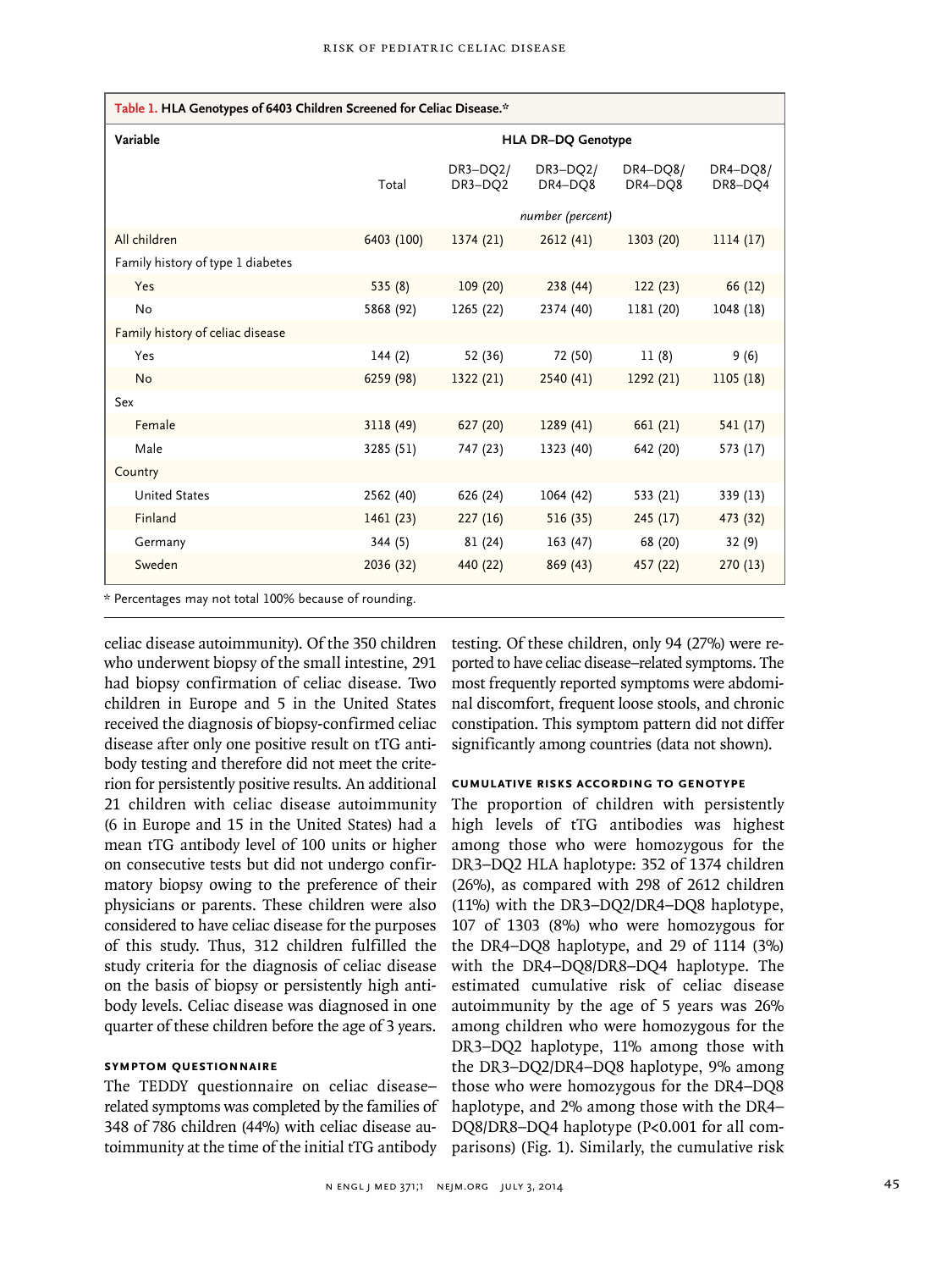**Table 1. HLA Genotypes of 6403 Children Screened for Celiac Disease.***

| Variable | Total | DR3–DQ2/ DR3–DQ2 | DR3–DQ2/ DR4–DQ8 | DR4–DQ8/ DR4–DQ8 | DR8–DQ4/ DR8–DQ4 |
|---|---|---|---|---|---|
| | | HLA DR–DQ Genotype | | | |
| | *number (percent)* | | | | |
| All children | 6403 (100) | 1374 (21) | 2612 (41) | 1303 (20) | 1114 (17) |
| Family history of type 1 diabetes | | | | | |
| Yes | 535 (8) | 109 (20) | 238 (44) | 122 (23) | 66 (12) |
| No | 5868 (92) | 1265 (22) | 2374 (40) | 1181 (20) | 1048 (18) |
| Family history of celiac disease | | | | | |
| Yes | 144 (2) | 52 (36) | 72 (50) | 11 (8) | 9 (6) |
| No | 6259 (98) | 1322 (21) | 2540 (41) | 1292 (21) | 1105 (18) |
| Sex | | | | | |
| Female | 3118 (49) | 627 (20) | 1289 (41) | 661 (21) | 541 (17) |
| Male | 3285 (51) | 747 (23) | 1323 (40) | 642 (20) | 573 (17) |
| Country | | | | | |
| United States | 2562 (40) | 626 (24) | 1064 (42) | 533 (21) | 339 (13) |
| Finland | 1461 (23) | 227 (16) | 516 (35) | 245 (17) | 473 (32) |
| Germany | 344 (5) | 81 (24) | 163 (47) | 68 (20) | 32 (9) |
| Sweden | 2036 (32) | 440 (22) | 869 (43) | 457 (22) | 270 (13) |

\* Percentages may not total 100% because of rounding.

celiac disease autoimmunity). Of the 350 children who underwent biopsy of the small intestine, 291 had biopsy confirmation of celiac disease. Two children in Europe and 5 in the United States received the diagnosis of biopsy-confirmed celiac disease after only one positive result on tTG antibody testing and therefore did not meet the criterion for persistently positive results. An additional 21 children with celiac disease autoimmunity (6 in Europe and 15 in the United States) had a mean tTG antibody level of 100 units or higher on consecutive tests but did not undergo confirmatory biopsy owing to the preference of their physicians or parents. These children were also considered to have celiac disease for the purposes of this study. Thus, 312 children fulfilled the study criteria for the diagnosis of celiac disease on the basis of biopsy or persistently high antibody levels. Celiac disease was diagnosed in one quarter of these children before the age of 3 years.

### SYMPTOM QUESTIONNAIRE

The TEDDY questionnaire on celiac disease–related symptoms was completed by the families of 348 of 786 children (44%) with celiac disease autoimmunity at the time of the initial tTG antibody testing. Of these children, only 94 (27%) were reported to have celiac disease–related symptoms. The most frequently reported symptoms were abdominal discomfort, frequent loose stools, and chronic constipation. This symptom pattern did not differ significantly among countries (data not shown).

### CUMULATIVE RISKS ACCORDING TO GENOTYPE

The proportion of children with persistently high levels of tTG antibodies was highest among those who were homozygous for the DR3–DQ2 HLA haplotype: 352 of 1374 children (26%), as compared with 298 of 2612 children (11%) with the DR3–DQ2/DR4–DQ8 haplotype, 107 of 1303 (8%) who were homozygous for the DR4–DQ8 haplotype, and 29 of 1114 (3%) with the DR4–DQ8/DR8–DQ4 haplotype. The estimated cumulative risk of celiac disease autoimmunity by the age of 5 years was 26% among children who were homozygous for the DR3–DQ2 haplotype, 11% among those with the DR3–DQ2/DR4–DQ8 haplotype, 9% among those who were homozygous for the DR4–DQ8 haplotype, and 2% among those with the DR4–DQ8/DR8–DQ4 haplotype ($P<0.001$ for all comparisons) (Fig. 1). Similarly, the cumulative risk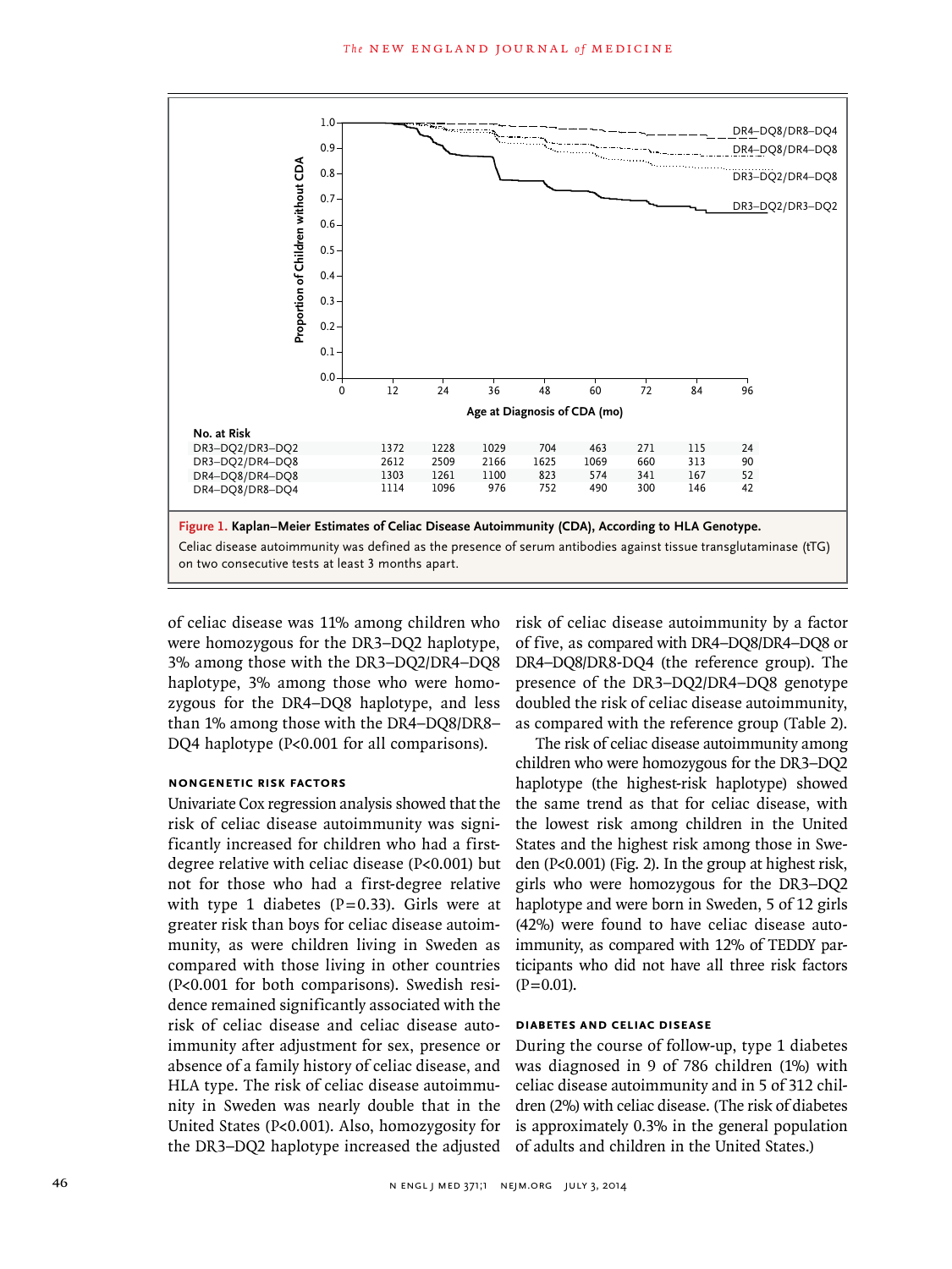| No. at Risk | 12 | 24 | 36 | 48 | 60 | 72 | 84 | 96 |
|---|---|---|---|---|---|---|---|---|
| DR3–DQ2/DR3–DQ2 | 1372 | 1228 | 1029 | 704 | 463 | 271 | 115 | 24 |
| DR3–DQ2/DR4–DQ8 | 2612 | 2509 | 2166 | 1625 | 1069 | 660 | 313 | 90 |
| DR4–DQ8/DR4–DQ8 | 1303 | 1261 | 1100 | 823 | 574 | 341 | 167 | 52 |
| DR4–DQ8/DR8–DQ4 | 1114 | 1096 | 976 | 752 | 490 | 300 | 146 | 42 |

**Figure 1. Kaplan–Meier Estimates of Celiac Disease Autoimmunity (CDA), According to HLA Genotype.**

Celiac disease autoimmunity was defined as the presence of serum antibodies against tissue transglutaminase (tTG) on two consecutive tests at least 3 months apart.

of celiac disease was 11% among children who were homozygous for the DR3–DQ2 haplotype, 3% among those with the DR3–DQ2/DR4–DQ8 haplotype, 3% among those who were homozygous for the DR4–DQ8 haplotype, and less than 1% among those with the DR4–DQ8/DR8–DQ4 haplotype (P<0.001 for all comparisons).

### NONGENETIC RISK FACTORS

Univariate Cox regression analysis showed that the risk of celiac disease autoimmunity was significantly increased for children who had a first-degree relative with celiac disease (P<0.001) but not for those who had a first-degree relative with type 1 diabetes (P=0.33). Girls were at greater risk than boys for celiac disease autoimmunity, as were children living in Sweden as compared with those living in other countries (P<0.001 for both comparisons). Swedish residence remained significantly associated with the risk of celiac disease and celiac disease autoimmunity after adjustment for sex, presence or absence of a family history of celiac disease, and HLA type. The risk of celiac disease autoimmunity in Sweden was nearly double that in the United States (P<0.001). Also, homozygosity for the DR3–DQ2 haplotype increased the adjusted risk of celiac disease autoimmunity by a factor of five, as compared with DR4–DQ8/DR4–DQ8 or DR4–DQ8/DR8-DQ4 (the reference group). The presence of the DR3–DQ2/DR4–DQ8 genotype doubled the risk of celiac disease autoimmunity, as compared with the reference group (Table 2).

The risk of celiac disease autoimmunity among children who were homozygous for the DR3–DQ2 haplotype (the highest-risk haplotype) showed the same trend as that for celiac disease, with the lowest risk among children in the United States and the highest risk among those in Sweden (P<0.001) (Fig. 2). In the group at highest risk, girls who were homozygous for the DR3–DQ2 haplotype and were born in Sweden, 5 of 12 girls (42%) were found to have celiac disease autoimmunity, as compared with 12% of TEDDY participants who did not have all three risk factors (P=0.01).

### DIABETES AND CELIAC DISEASE

During the course of follow-up, type 1 diabetes was diagnosed in 9 of 786 children (1%) with celiac disease autoimmunity and in 5 of 312 children (2%) with celiac disease. (The risk of diabetes is approximately 0.3% in the general population of adults and children in the United States.)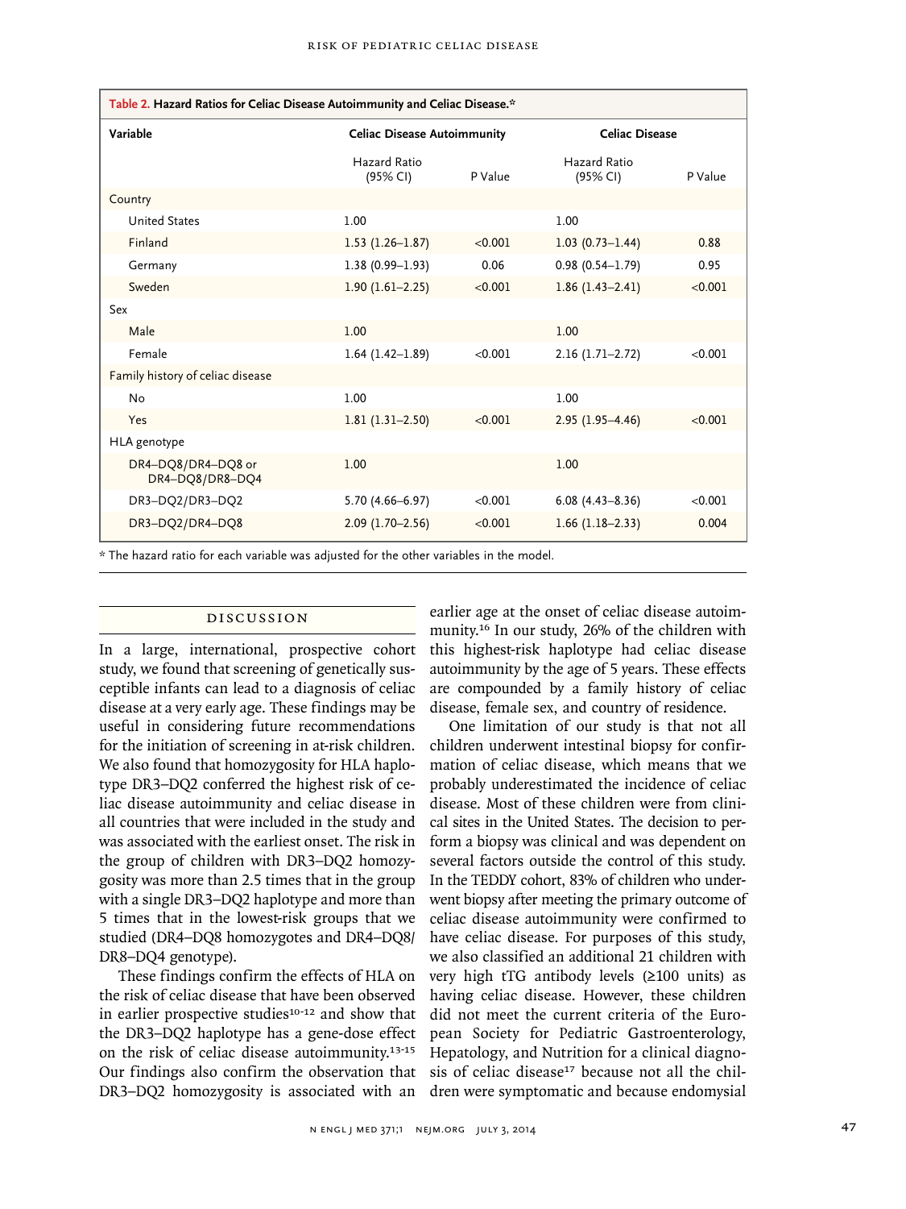**Table 2. Hazard Ratios for Celiac Disease Autoimmunity and Celiac Disease.***

| Variable | Celiac Disease Autoimmunity | | Celiac Disease | |
|---|---|---|---|---|
| | Hazard Ratio (95% CI) | P Value | Hazard Ratio (95% CI) | P Value |
| Country | | | | |
| United States | 1.00 | | 1.00 | |
| Finland | 1.53 (1.26–1.87) | <0.001 | 1.03 (0.73–1.44) | 0.88 |
| Germany | 1.38 (0.99–1.93) | 0.06 | 0.98 (0.54–1.79) | 0.95 |
| Sweden | 1.90 (1.61–2.25) | <0.001 | 1.86 (1.43–2.41) | <0.001 |
| Sex | | | | |
| Male | 1.00 | | 1.00 | |
| Female | 1.64 (1.42–1.89) | <0.001 | 2.16 (1.71–2.72) | <0.001 |
| Family history of celiac disease | | | | |
| No | 1.00 | | 1.00 | |
| Yes | 1.81 (1.31–2.50) | <0.001 | 2.95 (1.95–4.46) | <0.001 |
| HLA genotype | | | | |
| DR4–DQ8/DR4–DQ8 or DR4–DQ8/DR8–DQ4 | 1.00 | | 1.00 | |
| DR3–DQ2/DR3–DQ2 | 5.70 (4.66–6.97) | <0.001 | 6.08 (4.43–8.36) | <0.001 |
| DR3–DQ2/DR4–DQ8 | 2.09 (1.70–2.56) | <0.001 | 1.66 (1.18–2.33) | 0.004 |

\* The hazard ratio for each variable was adjusted for the other variables in the model.

## DISCUSSION

In a large, international, prospective cohort study, we found that screening of genetically susceptible infants can lead to a diagnosis of celiac disease at a very early age. These findings may be useful in considering future recommendations for the initiation of screening in at-risk children. We also found that homozygosity for HLA haplotype DR3–DQ2 conferred the highest risk of celiac disease autoimmunity and celiac disease in all countries that were included in the study and was associated with the earliest onset. The risk in the group of children with DR3–DQ2 homozygosity was more than 2.5 times that in the group with a single DR3–DQ2 haplotype and more than 5 times that in the lowest-risk groups that we studied (DR4–DQ8 homozygotes and DR4–DQ8/DR8–DQ4 genotype).

These findings confirm the effects of HLA on the risk of celiac disease that have been observed in earlier prospective studies[10-12] and show that the DR3–DQ2 haplotype has a gene-dose effect on the risk of celiac disease autoimmunity.[13-15] Our findings also confirm the observation that DR3–DQ2 homozygosity is associated with an earlier age at the onset of celiac disease autoimmunity.[16] In our study, 26% of the children with this highest-risk haplotype had celiac disease autoimmunity by the age of 5 years. These effects are compounded by a family history of celiac disease, female sex, and country of residence.

One limitation of our study is that not all children underwent intestinal biopsy for confirmation of celiac disease, which means that we probably underestimated the incidence of celiac disease. Most of these children were from clinical sites in the United States. The decision to perform a biopsy was clinical and was dependent on several factors outside the control of this study. In the TEDDY cohort, 83% of children who underwent biopsy after meeting the primary outcome of celiac disease autoimmunity were confirmed to have celiac disease. For purposes of this study, we also classified an additional 21 children with very high tTG antibody levels (≥100 units) as having celiac disease. However, these children did not meet the current criteria of the European Society for Pediatric Gastroenterology, Hepatology, and Nutrition for a clinical diagnosis of celiac disease[17] because not all the children were symptomatic and because endomysial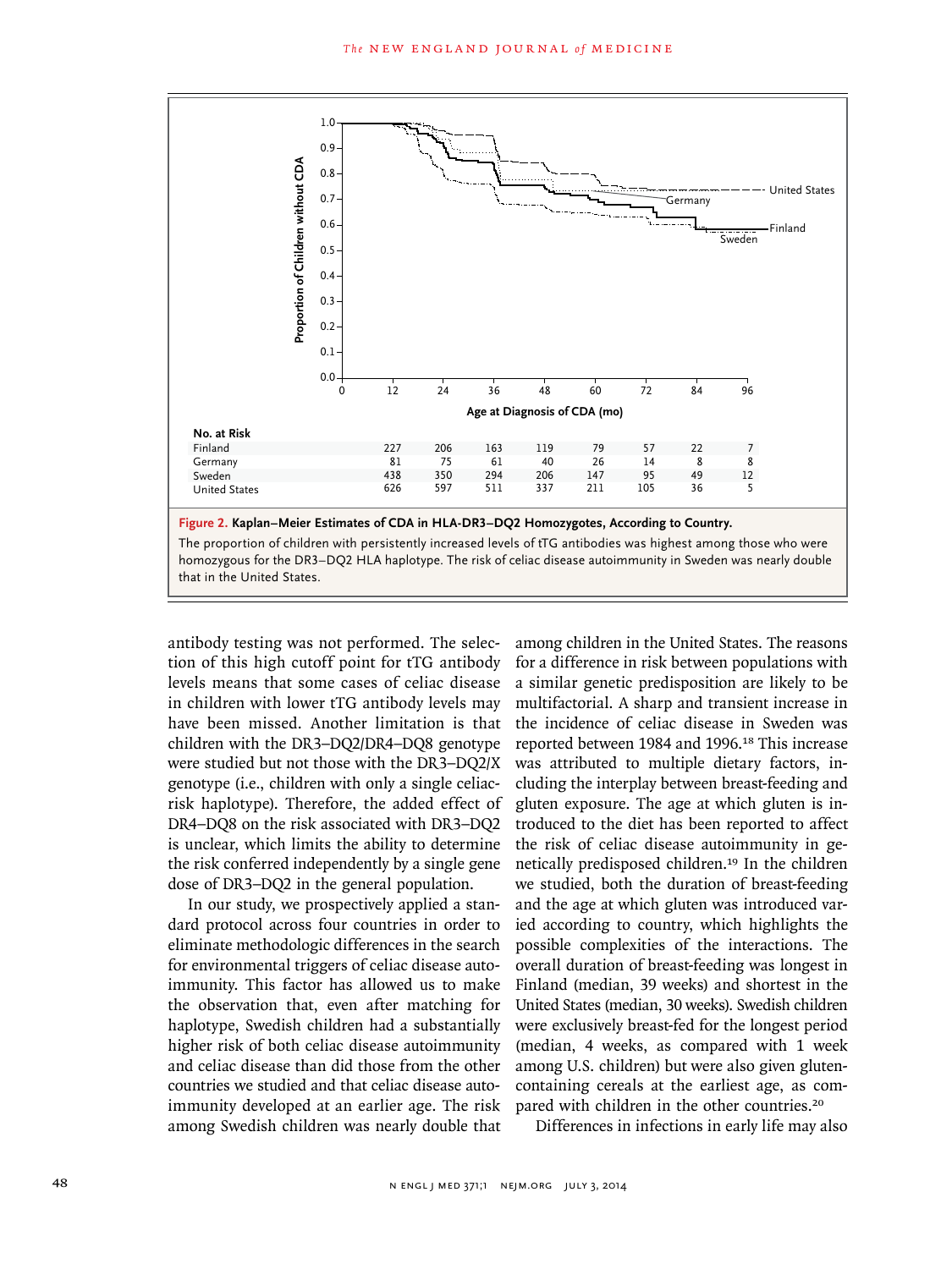| No. at Risk | 12 | 24 | 36 | 48 | 60 | 72 | 84 | 96 |
|---|---|---|---|---|---|---|---|---|
| Finland | 227 | 206 | 163 | 119 | 79 | 57 | 22 | 7 |
| Germany | 81 | 75 | 61 | 40 | 26 | 14 | 8 | 8 |
| Sweden | 438 | 350 | 294 | 206 | 147 | 95 | 49 | 12 |
| United States | 626 | 597 | 511 | 337 | 211 | 105 | 36 | 5 |

**Figure 2. Kaplan–Meier Estimates of CDA in HLA-DR3–DQ2 Homozygotes, According to Country.**

The proportion of children with persistently increased levels of tTG antibodies was highest among those who were homozygous for the DR3–DQ2 HLA haplotype. The risk of celiac disease autoimmunity in Sweden was nearly double that in the United States.

antibody testing was not performed. The selection of this high cutoff point for tTG antibody levels means that some cases of celiac disease in children with lower tTG antibody levels may have been missed. Another limitation is that children with the DR3–DQ2/DR4–DQ8 genotype were studied but not those with the DR3–DQ2/X genotype (i.e., children with only a single celiac-risk haplotype). Therefore, the added effect of DR4–DQ8 on the risk associated with DR3–DQ2 is unclear, which limits the ability to determine the risk conferred independently by a single gene dose of DR3–DQ2 in the general population.

In our study, we prospectively applied a standard protocol across four countries in order to eliminate methodologic differences in the search for environmental triggers of celiac disease autoimmunity. This factor has allowed us to make the observation that, even after matching for haplotype, Swedish children had a substantially higher risk of both celiac disease autoimmunity and celiac disease than did those from the other countries we studied and that celiac disease autoimmunity developed at an earlier age. The risk among Swedish children was nearly double that among children in the United States. The reasons for a difference in risk between populations with a similar genetic predisposition are likely to be multifactorial. A sharp and transient increase in the incidence of celiac disease in Sweden was reported between 1984 and 1996.[18] This increase was attributed to multiple dietary factors, including the interplay between breast-feeding and gluten exposure. The age at which gluten is introduced to the diet has been reported to affect the risk of celiac disease autoimmunity in genetically predisposed children.[19] In the children we studied, both the duration of breast-feeding and the age at which gluten was introduced varied according to country, which highlights the possible complexities of the interactions. The overall duration of breast-feeding was longest in Finland (median, 39 weeks) and shortest in the United States (median, 30 weeks). Swedish children were exclusively breast-fed for the longest period (median, 4 weeks, as compared with 1 week among U.S. children) but were also given gluten-containing cereals at the earliest age, as compared with children in the other countries.[20]

Differences in infections in early life may also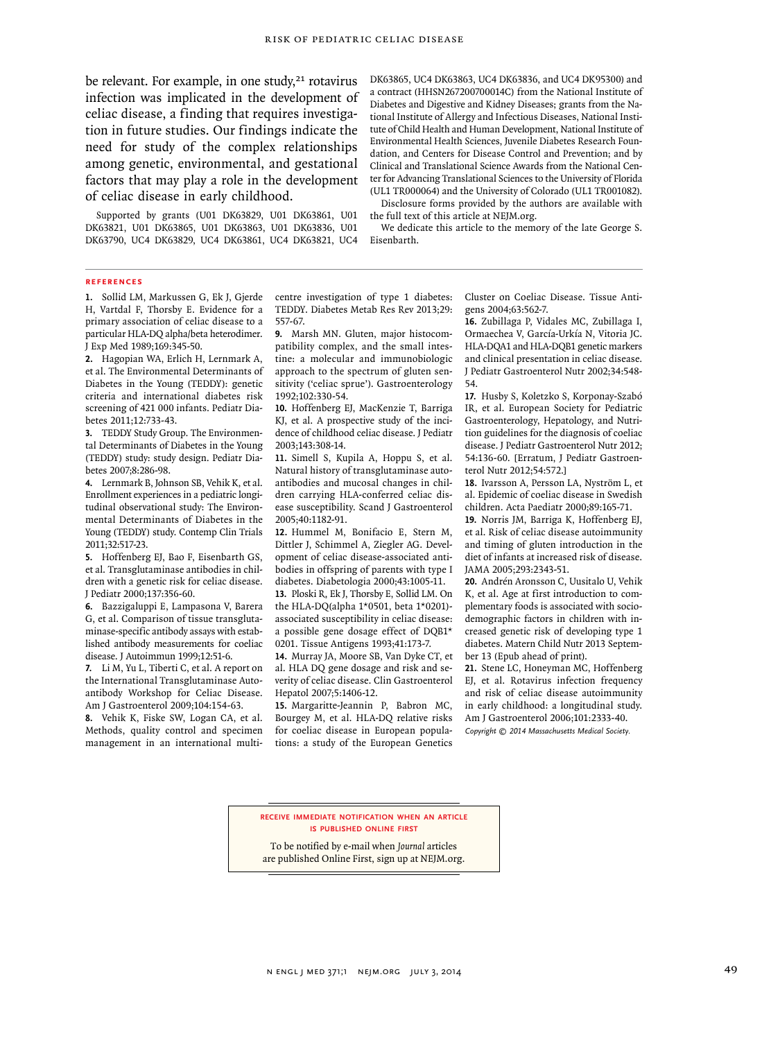be relevant. For example, in one study,[21] rotavirus infection was implicated in the development of celiac disease, a finding that requires investigation in future studies. Our findings indicate the need for study of the complex relationships among genetic, environmental, and gestational factors that may play a role in the development of celiac disease in early childhood.

Supported by grants (U01 DK63829, U01 DK63861, U01 DK63821, U01 DK63865, U01 DK63863, U01 DK63836, U01 DK63790, UC4 DK63829, UC4 DK63861, UC4 DK63821, UC4 DK63865, UC4 DK63863, UC4 DK63836, and UC4 DK95300) and a contract (HHSN267200700014C) from the National Institute of Diabetes and Digestive and Kidney Diseases; grants from the National Institute of Allergy and Infectious Diseases, National Institute of Child Health and Human Development, National Institute of Environmental Health Sciences, Juvenile Diabetes Research Foundation, and Centers for Disease Control and Prevention; and by Clinical and Translational Science Awards from the National Center for Advancing Translational Sciences to the University of Florida (UL1 TR000064) and the University of Colorado (UL1 TR001082).

Disclosure forms provided by the authors are available with the full text of this article at NEJM.org.

We dedicate this article to the memory of the late George S. Eisenbarth.

## References

1. Sollid LM, Markussen G, Ek J, Gjerde H, Vartdal F, Thorsby E. Evidence for a primary association of celiac disease to a particular HLA-DQ alpha/beta heterodimer. J Exp Med 1989;169:345-50.
2. Hagopian WA, Erlich H, Lernmark A, et al. The Environmental Determinants of Diabetes in the Young (TEDDY): genetic criteria and international diabetes risk screening of 421 000 infants. Pediatr Diabetes 2011;12:733-43.
3. TEDDY Study Group. The Environmental Determinants of Diabetes in the Young (TEDDY) study: study design. Pediatr Diabetes 2007;8:286-98.
4. Lernmark B, Johnson SB, Vehik K, et al. Enrollment experiences in a pediatric longitudinal observational study: The Environmental Determinants of Diabetes in the Young (TEDDY) study. Contemp Clin Trials 2011;32:517-23.
5. Hoffenberg EJ, Bao F, Eisenbarth GS, et al. Transglutaminase antibodies in children with a genetic risk for celiac disease. J Pediatr 2000;137:356-60.
6. Bazzigaluppi E, Lampasona V, Barera G, et al. Comparison of tissue transglutaminase-specific antibody assays with established antibody measurements for coeliac disease. J Autoimmun 1999;12:51-6.
7. Li M, Yu L, Tiberti C, et al. A report on the International Transglutaminase Autoantibody Workshop for Celiac Disease. Am J Gastroenterol 2009;104:154-63.
8. Vehik K, Fiske SW, Logan CA, et al. Methods, quality control and specimen management in an international multicentre investigation of type 1 diabetes: TEDDY. Diabetes Metab Res Rev 2013;29:557-67.
9. Marsh MN. Gluten, major histocompatibility complex, and the small intestine: a molecular and immunobiologic approach to the spectrum of gluten sensitivity ('celiac sprue'). Gastroenterology 1992;102:330-54.
10. Hoffenberg EJ, MacKenzie T, Barriga KJ, et al. A prospective study of the incidence of childhood celiac disease. J Pediatr 2003;143:308-14.
11. Simell S, Kupila A, Hoppu S, et al. Natural history of transglutaminase autoantibodies and mucosal changes in children carrying HLA-conferred celiac disease susceptibility. Scand J Gastroenterol 2005;40:1182-91.
12. Hummel M, Bonifacio E, Stern M, Dittler J, Schimmel A, Ziegler AG. Development of celiac disease-associated antibodies in offspring of parents with type I diabetes. Diabetologia 2000;43:1005-11.
13. Ploski R, Ek J, Thorsby E, Sollid LM. On the HLA-DQ(alpha 1*0501, beta 1*0201)-associated susceptibility in celiac disease: a possible gene dosage effect of DQB1*0201. Tissue Antigens 1993;41:173-7.
14. Murray JA, Moore SB, Van Dyke CT, et al. HLA DQ gene dosage and risk and severity of celiac disease. Clin Gastroenterol Hepatol 2007;5:1406-12.
15. Margaritte-Jeannin P, Babron MC, Bourgey M, et al. HLA-DQ relative risks for coeliac disease in European populations: a study of the European Genetics Cluster on Coeliac Disease. Tissue Antigens 2004;63:562-7.
16. Zubillaga P, Vidales MC, Zubillaga I, Ormaechea V, García-Urkía N, Vitoria JC. HLA-DQA1 and HLA-DQB1 genetic markers and clinical presentation in celiac disease. J Pediatr Gastroenterol Nutr 2002;34:548-54.
17. Husby S, Koletzko S, Korponay-Szabó IR, et al. European Society for Pediatric Gastroenterology, Hepatology, and Nutrition guidelines for the diagnosis of coeliac disease. J Pediatr Gastroenterol Nutr 2012;54:136-60. [Erratum, J Pediatr Gastroenterol Nutr 2012;54:572.]
18. Ivarsson A, Persson LA, Nyström L, et al. Epidemic of coeliac disease in Swedish children. Acta Paediatr 2000;89:165-71.
19. Norris JM, Barriga K, Hoffenberg EJ, et al. Risk of celiac disease autoimmunity and timing of gluten introduction in the diet of infants at increased risk of disease. JAMA 2005;293:2343-51.
20. Andrén Aronsson C, Uusitalo U, Vehik K, et al. Age at first introduction to complementary foods is associated with sociodemographic factors in children with increased genetic risk of developing type 1 diabetes. Matern Child Nutr 2013 September 13 (Epub ahead of print).
21. Stene LC, Honeyman MC, Hoffenberg EJ, et al. Rotavirus infection frequency and risk of celiac disease autoimmunity in early childhood: a longitudinal study. Am J Gastroenterol 2006;101:2333-40.

*Copyright © 2014 Massachusetts Medical Society.*

RECEIVE IMMEDIATE NOTIFICATION WHEN AN ARTICLE IS PUBLISHED ONLINE FIRST

To be notified by e-mail when *Journal* articles are published Online First, sign up at NEJM.org.